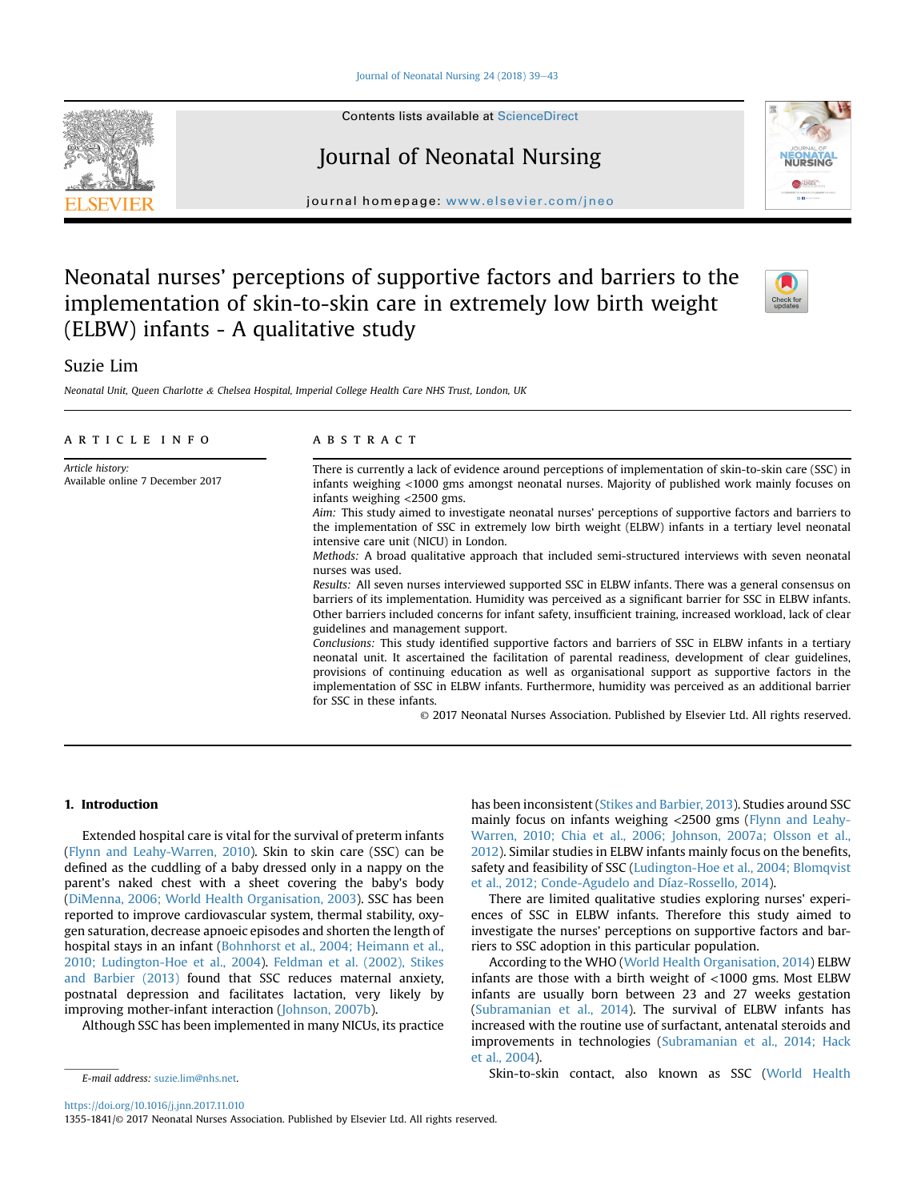# Neonatal nurses' perceptions of supportive factors and barriers to the implementation of skin-to-skin care in extremely low birth weight (ELBW) infants - A qualitative study

Suzie Lim

*Neonatal Unit, Queen Charlotte & Chelsea Hospital, Imperial College Health Care NHS Trust, London, UK*

**ARTICLE INFO**

*Article history:*
Available online 7 December 2017

**ABSTRACT**

There is currently a lack of evidence around perceptions of implementation of skin-to-skin care (SSC) in infants weighing <1000 gms amongst neonatal nurses. Majority of published work mainly focuses on infants weighing <2500 gms.

*Aim:* This study aimed to investigate neonatal nurses' perceptions of supportive factors and barriers to the implementation of SSC in extremely low birth weight (ELBW) infants in a tertiary level neonatal intensive care unit (NICU) in London.

*Methods:* A broad qualitative approach that included semi-structured interviews with seven neonatal nurses was used.

*Results:* All seven nurses interviewed supported SSC in ELBW infants. There was a general consensus on barriers of its implementation. Humidity was perceived as a significant barrier for SSC in ELBW infants. Other barriers included concerns for infant safety, insufficient training, increased workload, lack of clear guidelines and management support.

*Conclusions:* This study identified supportive factors and barriers of SSC in ELBW infants in a tertiary neonatal unit. It ascertained the facilitation of parental readiness, development of clear guidelines, provisions of continuing education as well as organisational support as supportive factors in the implementation of SSC in ELBW infants. Furthermore, humidity was perceived as an additional barrier for SSC in these infants.

© 2017 Neonatal Nurses Association. Published by Elsevier Ltd. All rights reserved.

## 1. Introduction

Extended hospital care is vital for the survival of preterm infants (Flynn and Leahy-Warren, 2010). Skin to skin care (SSC) can be defined as the cuddling of a baby dressed only in a nappy on the parent's naked chest with a sheet covering the baby's body (DiMenna, 2006; World Health Organisation, 2003). SSC has been reported to improve cardiovascular system, thermal stability, oxygen saturation, decrease apnoeic episodes and shorten the length of hospital stays in an infant (Bohnhorst et al., 2004; Heimann et al., 2010; Ludington-Hoe et al., 2004). Feldman et al. (2002), Stikes and Barbier (2013) found that SSC reduces maternal anxiety, postnatal depression and facilitates lactation, very likely by improving mother-infant interaction (Johnson, 2007b).

Although SSC has been implemented in many NICUs, its practice has been inconsistent (Stikes and Barbier, 2013). Studies around SSC mainly focus on infants weighing <2500 gms (Flynn and Leahy-Warren, 2010; Chia et al., 2006; Johnson, 2007a; Olsson et al., 2012). Similar studies in ELBW infants mainly focus on the benefits, safety and feasibility of SSC (Ludington-Hoe et al., 2004; Blomqvist et al., 2012; Conde-Agudelo and Díaz-Rossello, 2014).

There are limited qualitative studies exploring nurses' experiences of SSC in ELBW infants. Therefore this study aimed to investigate the nurses' perceptions on supportive factors and barriers to SSC adoption in this particular population.

According to the WHO (World Health Organisation, 2014) ELBW infants are those with a birth weight of <1000 gms. Most ELBW infants are usually born between 23 and 27 weeks gestation (Subramanian et al., 2014). The survival of ELBW infants has increased with the routine use of surfactant, antenatal steroids and improvements in technologies (Subramanian et al., 2014; Hack et al., 2004).

Skin-to-skin contact, also known as SSC (World Health

E-mail address: suzie.lim@nhs.net.

https://doi.org/10.1016/j.jnn.2017.11.010
1355-1841/© 2017 Neonatal Nurses Association. Published by Elsevier Ltd. All rights reserved.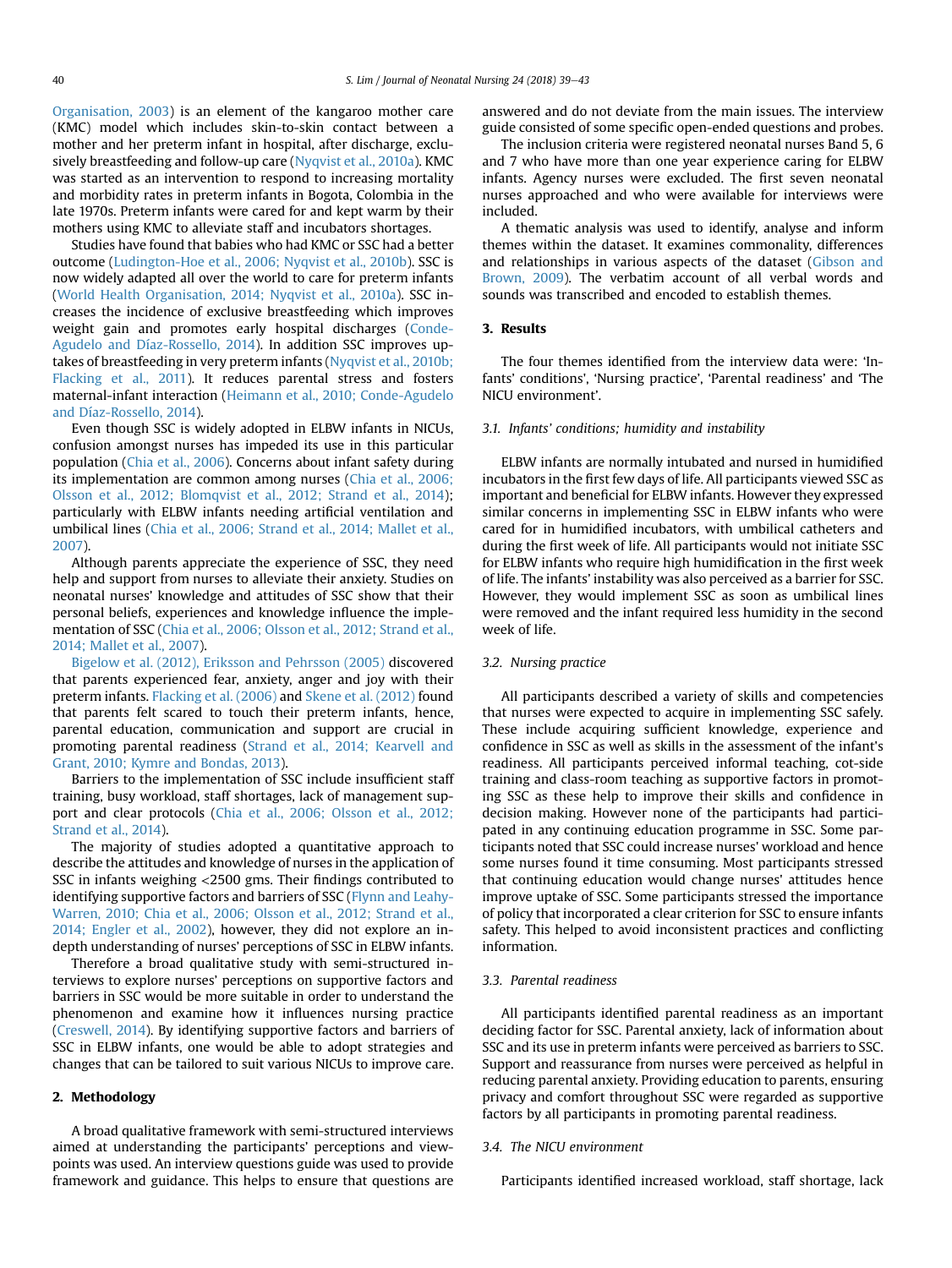Organisation, 2003) is an element of the kangaroo mother care (KMC) model which includes skin-to-skin contact between a mother and her preterm infant in hospital, after discharge, exclusively breastfeeding and follow-up care (Nyqvist et al., 2010a). KMC was started as an intervention to respond to increasing mortality and morbidity rates in preterm infants in Bogota, Colombia in the late 1970s. Preterm infants were cared for and kept warm by their mothers using KMC to alleviate staff and incubators shortages.

Studies have found that babies who had KMC or SSC had a better outcome (Ludington-Hoe et al., 2006; Nyqvist et al., 2010b). SSC is now widely adapted all over the world to care for preterm infants (World Health Organisation, 2014; Nyqvist et al., 2010a). SSC increases the incidence of exclusive breastfeeding which improves weight gain and promotes early hospital discharges (Conde-Agudelo and Díaz-Rossello, 2014). In addition SSC improves uptakes of breastfeeding in very preterm infants (Nyqvist et al., 2010b; Flacking et al., 2011). It reduces parental stress and fosters maternal-infant interaction (Heimann et al., 2010; Conde-Agudelo and Díaz-Rossello, 2014).

Even though SSC is widely adopted in ELBW infants in NICUs, confusion amongst nurses has impeded its use in this particular population (Chia et al., 2006). Concerns about infant safety during its implementation are common among nurses (Chia et al., 2006; Olsson et al., 2012; Blomqvist et al., 2012; Strand et al., 2014); particularly with ELBW infants needing artificial ventilation and umbilical lines (Chia et al., 2006; Strand et al., 2014; Mallet et al., 2007).

Although parents appreciate the experience of SSC, they need help and support from nurses to alleviate their anxiety. Studies on neonatal nurses' knowledge and attitudes of SSC show that their personal beliefs, experiences and knowledge influence the implementation of SSC (Chia et al., 2006; Olsson et al., 2012; Strand et al., 2014; Mallet et al., 2007).

Bigelow et al. (2012), Eriksson and Pehrsson (2005) discovered that parents experienced fear, anxiety, anger and joy with their preterm infants. Flacking et al. (2006) and Skene et al. (2012) found that parents felt scared to touch their preterm infants, hence, parental education, communication and support are crucial in promoting parental readiness (Strand et al., 2014; Kearvell and Grant, 2010; Kymre and Bondas, 2013).

Barriers to the implementation of SSC include insufficient staff training, busy workload, staff shortages, lack of management support and clear protocols (Chia et al., 2006; Olsson et al., 2012; Strand et al., 2014).

The majority of studies adopted a quantitative approach to describe the attitudes and knowledge of nurses in the application of SSC in infants weighing <2500 gms. Their findings contributed to identifying supportive factors and barriers of SSC (Flynn and Leahy-Warren, 2010; Chia et al., 2006; Olsson et al., 2012; Strand et al., 2014; Engler et al., 2002), however, they did not explore an in-depth understanding of nurses' perceptions of SSC in ELBW infants.

Therefore a broad qualitative study with semi-structured interviews to explore nurses' perceptions on supportive factors and barriers in SSC would be more suitable in order to understand the phenomenon and examine how it influences nursing practice (Creswell, 2014). By identifying supportive factors and barriers of SSC in ELBW infants, one would be able to adopt strategies and changes that can be tailored to suit various NICUs to improve care.

## 2. Methodology

A broad qualitative framework with semi-structured interviews aimed at understanding the participants' perceptions and viewpoints was used. An interview questions guide was used to provide framework and guidance. This helps to ensure that questions are answered and do not deviate from the main issues. The interview guide consisted of some specific open-ended questions and probes.

The inclusion criteria were registered neonatal nurses Band 5, 6 and 7 who have more than one year experience caring for ELBW infants. Agency nurses were excluded. The first seven neonatal nurses approached and who were available for interviews were included.

A thematic analysis was used to identify, analyse and inform themes within the dataset. It examines commonality, differences and relationships in various aspects of the dataset (Gibson and Brown, 2009). The verbatim account of all verbal words and sounds was transcribed and encoded to establish themes.

## 3. Results

The four themes identified from the interview data were: 'Infants' conditions', 'Nursing practice', 'Parental readiness' and 'The NICU environment'.

### 3.1. Infants' conditions; humidity and instability

ELBW infants are normally intubated and nursed in humidified incubators in the first few days of life. All participants viewed SSC as important and beneficial for ELBW infants. However they expressed similar concerns in implementing SSC in ELBW infants who were cared for in humidified incubators, with umbilical catheters and during the first week of life. All participants would not initiate SSC for ELBW infants who require high humidification in the first week of life. The infants' instability was also perceived as a barrier for SSC. However, they would implement SSC as soon as umbilical lines were removed and the infant required less humidity in the second week of life.

### 3.2. Nursing practice

All participants described a variety of skills and competencies that nurses were expected to acquire in implementing SSC safely. These include acquiring sufficient knowledge, experience and confidence in SSC as well as skills in the assessment of the infant's readiness. All participants perceived informal teaching, cot-side training and class-room teaching as supportive factors in promoting SSC as these help to improve their skills and confidence in decision making. However none of the participants had participated in any continuing education programme in SSC. Some participants noted that SSC could increase nurses' workload and hence some nurses found it time consuming. Most participants stressed that continuing education would change nurses' attitudes hence improve uptake of SSC. Some participants stressed the importance of policy that incorporated a clear criterion for SSC to ensure infants safety. This helped to avoid inconsistent practices and conflicting information.

### 3.3. Parental readiness

All participants identified parental readiness as an important deciding factor for SSC. Parental anxiety, lack of information about SSC and its use in preterm infants were perceived as barriers to SSC. Support and reassurance from nurses were perceived as helpful in reducing parental anxiety. Providing education to parents, ensuring privacy and comfort throughout SSC were regarded as supportive factors by all participants in promoting parental readiness.

### 3.4. The NICU environment

Participants identified increased workload, staff shortage, lack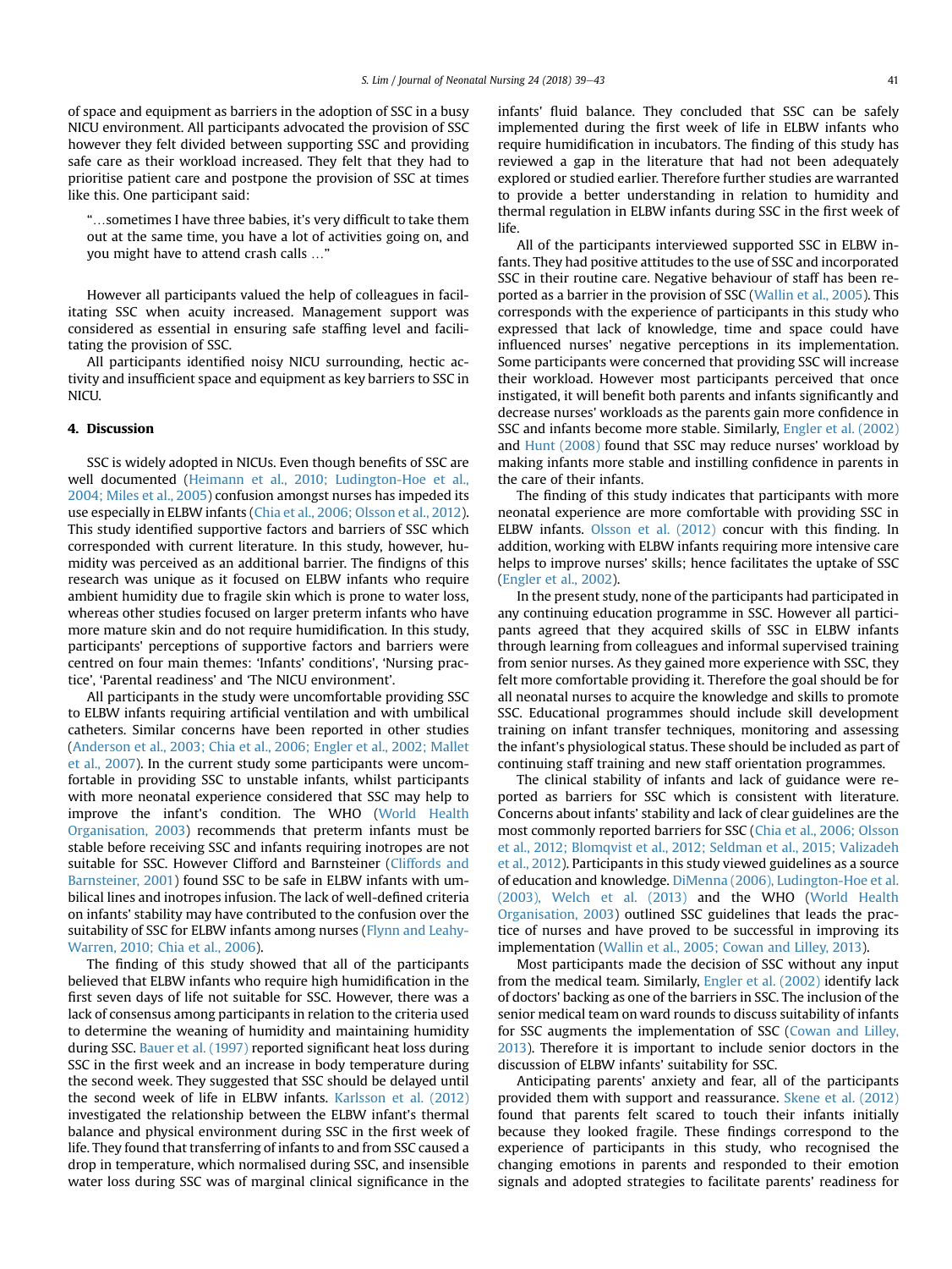of space and equipment as barriers in the adoption of SSC in a busy NICU environment. All participants advocated the provision of SSC however they felt divided between supporting SSC and providing safe care as their workload increased. They felt that they had to prioritise patient care and postpone the provision of SSC at times like this. One participant said:

> "…sometimes I have three babies, it's very difficult to take them out at the same time, you have a lot of activities going on, and you might have to attend crash calls …"

However all participants valued the help of colleagues in facilitating SSC when acuity increased. Management support was considered as essential in ensuring safe staffing level and facilitating the provision of SSC.

All participants identified noisy NICU surrounding, hectic activity and insufficient space and equipment as key barriers to SSC in NICU.

## 4. Discussion

SSC is widely adopted in NICUs. Even though benefits of SSC are well documented (Heimann et al., 2010; Ludington-Hoe et al., 2004; Miles et al., 2005) confusion amongst nurses has impeded its use especially in ELBW infants (Chia et al., 2006; Olsson et al., 2012). This study identified supportive factors and barriers of SSC which corresponded with current literature. In this study, however, humidity was perceived as an additional barrier. The findigns of this research was unique as it focused on ELBW infants who require ambient humidity due to fragile skin which is prone to water loss, whereas other studies focused on larger preterm infants who have more mature skin and do not require humidification. In this study, participants' perceptions of supportive factors and barriers were centred on four main themes: 'Infants' conditions', 'Nursing practice', 'Parental readiness' and 'The NICU environment'.

All participants in the study were uncomfortable providing SSC to ELBW infants requiring artificial ventilation and with umbilical catheters. Similar concerns have been reported in other studies (Anderson et al., 2003; Chia et al., 2006; Engler et al., 2002; Mallet et al., 2007). In the current study some participants were uncomfortable in providing SSC to unstable infants, whilst participants with more neonatal experience considered that SSC may help to improve the infant's condition. The WHO (World Health Organisation, 2003) recommends that preterm infants must be stable before receiving SSC and infants requiring inotropes are not suitable for SSC. However Clifford and Barnsteiner (Cliffords and Barnsteiner, 2001) found SSC to be safe in ELBW infants with umbilical lines and inotropes infusion. The lack of well-defined criteria on infants' stability may have contributed to the confusion over the suitability of SSC for ELBW infants among nurses (Flynn and Leahy-Warren, 2010; Chia et al., 2006).

The finding of this study showed that all of the participants believed that ELBW infants who require high humidification in the first seven days of life not suitable for SSC. However, there was a lack of consensus among participants in relation to the criteria used to determine the weaning of humidity and maintaining humidity during SSC. Bauer et al. (1997) reported significant heat loss during SSC in the first week and an increase in body temperature during the second week. They suggested that SSC should be delayed until the second week of life in ELBW infants. Karlsson et al. (2012) investigated the relationship between the ELBW infant's thermal balance and physical environment during SSC in the first week of life. They found that transferring of infants to and from SSC caused a drop in temperature, which normalised during SSC, and insensible water loss during SSC was of marginal clinical significance in the infants' fluid balance. They concluded that SSC can be safely implemented during the first week of life in ELBW infants who require humidification in incubators. The finding of this study has reviewed a gap in the literature that had not been adequately explored or studied earlier. Therefore further studies are warranted to provide a better understanding in relation to humidity and thermal regulation in ELBW infants during SSC in the first week of life.

All of the participants interviewed supported SSC in ELBW infants. They had positive attitudes to the use of SSC and incorporated SSC in their routine care. Negative behaviour of staff has been reported as a barrier in the provision of SSC (Wallin et al., 2005). This corresponds with the experience of participants in this study who expressed that lack of knowledge, time and space could have influenced nurses' negative perceptions in its implementation. Some participants were concerned that providing SSC will increase their workload. However most participants perceived that once instigated, it will benefit both parents and infants significantly and decrease nurses' workloads as the parents gain more confidence in SSC and infants become more stable. Similarly, Engler et al. (2002) and Hunt (2008) found that SSC may reduce nurses' workload by making infants more stable and instilling confidence in parents in the care of their infants.

The finding of this study indicates that participants with more neonatal experience are more comfortable with providing SSC in ELBW infants. Olsson et al. (2012) concur with this finding. In addition, working with ELBW infants requiring more intensive care helps to improve nurses' skills; hence facilitates the uptake of SSC (Engler et al., 2002).

In the present study, none of the participants had participated in any continuing education programme in SSC. However all participants agreed that they acquired skills of SSC in ELBW infants through learning from colleagues and informal supervised training from senior nurses. As they gained more experience with SSC, they felt more comfortable providing it. Therefore the goal should be for all neonatal nurses to acquire the knowledge and skills to promote SSC. Educational programmes should include skill development training on infant transfer techniques, monitoring and assessing the infant's physiological status. These should be included as part of continuing staff training and new staff orientation programmes.

The clinical stability of infants and lack of guidance were reported as barriers for SSC which is consistent with literature. Concerns about infants' stability and lack of clear guidelines are the most commonly reported barriers for SSC (Chia et al., 2006; Olsson et al., 2012; Blomqvist et al., 2012; Seldman et al., 2015; Valizadeh et al., 2012). Participants in this study viewed guidelines as a source of education and knowledge. DiMenna (2006), Ludington-Hoe et al. (2003), Welch et al. (2013) and the WHO (World Health Organisation, 2003) outlined SSC guidelines that leads the practice of nurses and have proved to be successful in improving its implementation (Wallin et al., 2005; Cowan and Lilley, 2013).

Most participants made the decision of SSC without any input from the medical team. Similarly, Engler et al. (2002) identify lack of doctors' backing as one of the barriers in SSC. The inclusion of the senior medical team on ward rounds to discuss suitability of infants for SSC augments the implementation of SSC (Cowan and Lilley, 2013). Therefore it is important to include senior doctors in the discussion of ELBW infants' suitability for SSC.

Anticipating parents' anxiety and fear, all of the participants provided them with support and reassurance. Skene et al. (2012) found that parents felt scared to touch their infants initially because they looked fragile. These findings correspond to the experience of participants in this study, who recognised the changing emotions in parents and responded to their emotion signals and adopted strategies to facilitate parents' readiness for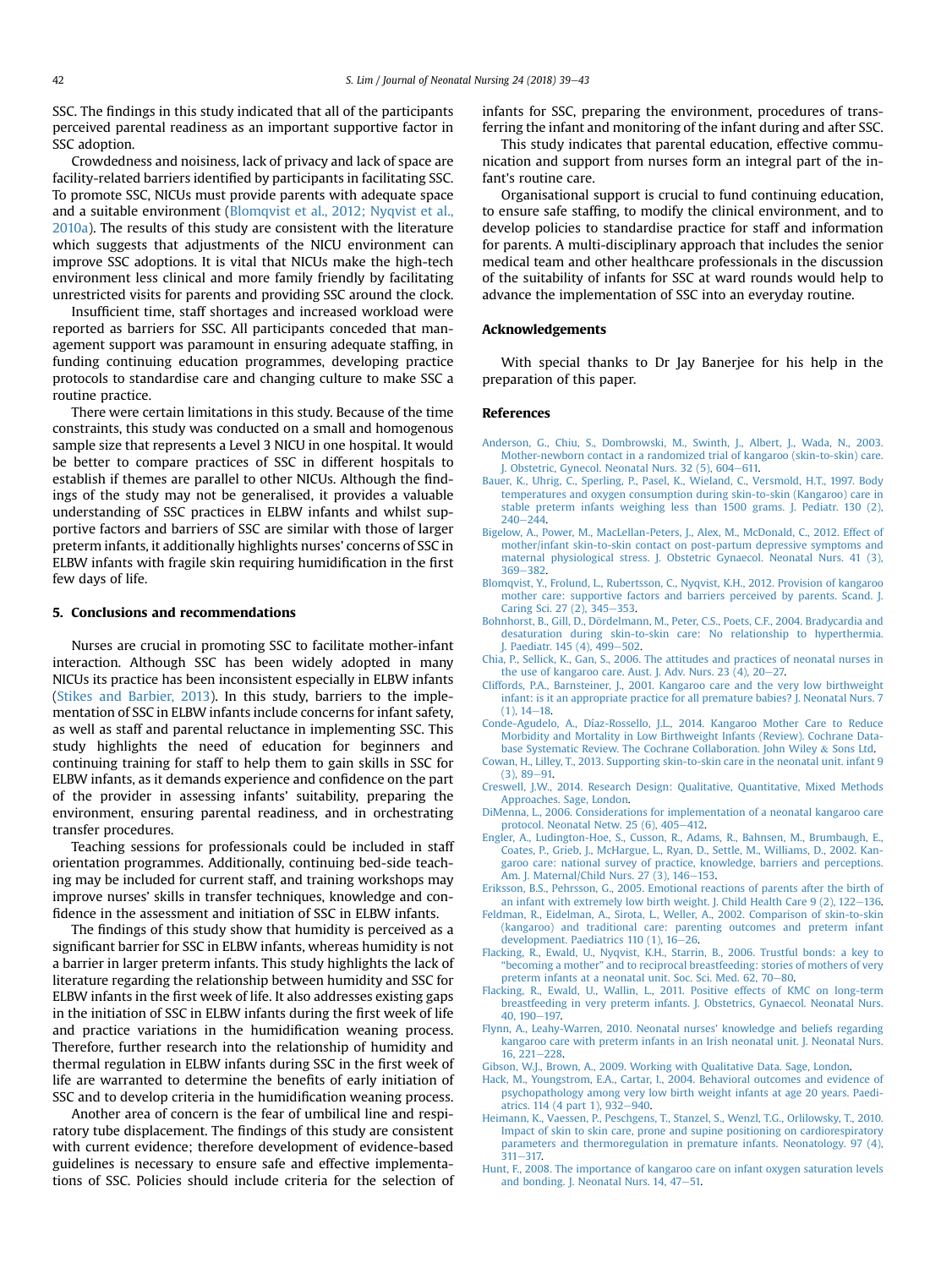SSC. The findings in this study indicated that all of the participants perceived parental readiness as an important supportive factor in SSC adoption.

Crowdedness and noisiness, lack of privacy and lack of space are facility-related barriers identified by participants in facilitating SSC. To promote SSC, NICUs must provide parents with adequate space and a suitable environment (Blomqvist et al., 2012; Nyqvist et al., 2010a). The results of this study are consistent with the literature which suggests that adjustments of the NICU environment can improve SSC adoptions. It is vital that NICUs make the high-tech environment less clinical and more family friendly by facilitating unrestricted visits for parents and providing SSC around the clock.

Insufficient time, staff shortages and increased workload were reported as barriers for SSC. All participants conceded that management support was paramount in ensuring adequate staffing, in funding continuing education programmes, developing practice protocols to standardise care and changing culture to make SSC a routine practice.

There were certain limitations in this study. Because of the time constraints, this study was conducted on a small and homogenous sample size that represents a Level 3 NICU in one hospital. It would be better to compare practices of SSC in different hospitals to establish if themes are parallel to other NICUs. Although the findings of the study may not be generalised, it provides a valuable understanding of SSC practices in ELBW infants and whilst supportive factors and barriers of SSC are similar with those of larger preterm infants, it additionally highlights nurses' concerns of SSC in ELBW infants with fragile skin requiring humidification in the first few days of life.

## 5. Conclusions and recommendations

Nurses are crucial in promoting SSC to facilitate mother-infant interaction. Although SSC has been widely adopted in many NICUs its practice has been inconsistent especially in ELBW infants (Stikes and Barbier, 2013). In this study, barriers to the implementation of SSC in ELBW infants include concerns for infant safety, as well as staff and parental reluctance in implementing SSC. This study highlights the need of education for beginners and continuing training for staff to help them to gain skills in SSC for ELBW infants, as it demands experience and confidence on the part of the provider in assessing infants' suitability, preparing the environment, ensuring parental readiness, and in orchestrating transfer procedures.

Teaching sessions for professionals could be included in staff orientation programmes. Additionally, continuing bed-side teaching may be included for current staff, and training workshops may improve nurses' skills in transfer techniques, knowledge and confidence in the assessment and initiation of SSC in ELBW infants.

The findings of this study show that humidity is perceived as a significant barrier for SSC in ELBW infants, whereas humidity is not a barrier in larger preterm infants. This study highlights the lack of literature regarding the relationship between humidity and SSC for ELBW infants in the first week of life. It also addresses existing gaps in the initiation of SSC in ELBW infants during the first week of life and practice variations in the humidification weaning process. Therefore, further research into the relationship of humidity and thermal regulation in ELBW infants during SSC in the first week of life are warranted to determine the benefits of early initiation of SSC and to develop criteria in the humidification weaning process.

Another area of concern is the fear of umbilical line and respiratory tube displacement. The findings of this study are consistent with current evidence; therefore development of evidence-based guidelines is necessary to ensure safe and effective implementations of SSC. Policies should include criteria for the selection of infants for SSC, preparing the environment, procedures of transferring the infant and monitoring of the infant during and after SSC.

This study indicates that parental education, effective communication and support from nurses form an integral part of the infant's routine care.

Organisational support is crucial to fund continuing education, to ensure safe staffing, to modify the clinical environment, and to develop policies to standardise practice for staff and information for parents. A multi-disciplinary approach that includes the senior medical team and other healthcare professionals in the discussion of the suitability of infants for SSC at ward rounds would help to advance the implementation of SSC into an everyday routine.

## Acknowledgements

With special thanks to Dr Jay Banerjee for his help in the preparation of this paper.

## References

Anderson, G., Chiu, S., Dombrowski, M., Swinth, J., Albert, J., Wada, N., 2003. Mother-newborn contact in a randomized trial of kangaroo (skin-to-skin) care. J. Obstetric, Gynecol. Neonatal Nurs. 32 (5), 604–611.

Bauer, K., Uhrig, C., Sperling, P., Pasel, K., Wieland, C., Versmold, H.T., 1997. Body temperatures and oxygen consumption during skin-to-skin (Kangaroo) care in stable preterm infants weighing less than 1500 grams. J. Pediatr. 130 (2), 240–244.

Bigelow, A., Power, M., MacLellan-Peters, J., Alex, M., McDonald, C., 2012. Effect of mother/infant skin-to-skin contact on post-partum depressive symptoms and maternal physiological stress. J. Obstetric Gynaecol. Neonatal Nurs. 41 (3), 369–382.

Blomqvist, Y., Frolund, L., Rubertsson, C., Nyqvist, K.H., 2012. Provision of kangaroo mother care: supportive factors and barriers perceived by parents. Scand. J. Caring Sci. 27 (2), 345–353.

Bohnhorst, B., Gill, D., Dördelmann, M., Peter, C.S., Poets, C.F., 2004. Bradycardia and desaturation during skin-to-skin care: No relationship to hyperthermia. J. Paediatr. 145 (4), 499–502.

Chia, P., Sellick, K., Gan, S., 2006. The attitudes and practices of neonatal nurses in the use of kangaroo care. Aust. J. Adv. Nurs. 23 (4), 20–27.

Cliffords, P.A., Barnsteiner, J., 2001. Kangaroo care and the very low birthweight infant: is it an appropriate practice for all premature babies? J. Neonatal Nurs. 7 (1), 14–18.

Conde-Agudelo, A., Díaz-Rosselo, J.L., 2014. Kangaroo Mother Care to Reduce Morbidity and Mortality in Low Birthweight Infants (Review). Cochrane Database Systematic Review. The Cochrane Collaboration. John Wiley & Sons Ltd.

Cowan, H., Lilley, T., 2013. Supporting skin-to-skin care in the neonatal unit. infant 9 (3), 89–91.

Creswell, J.W., 2014. Research Design: Qualitative, Quantitative, Mixed Methods Approaches. Sage, London.

DiMenna, L., 2006. Considerations for implementation of a neonatal kangaroo care protocol. Neonatal Netw. 25 (6), 405–412.

Engler, A., Ludington-Hoe, S., Cusson, R., Adams, R., Bahnsen, M., Brumbaugh, E., Coates, P., Grieb, J., McHargue, L., Ryan, D., Settle, M., Williams, D., 2002. Kangaroo care: national survey of practice, knowledge, barriers and perceptions. Am. J. Maternal/Child Nurs. 27 (3), 146–153.

Eriksson, B.S., Pehrsson, G., 2005. Emotional reactions of parents after the birth of an infant with extremely low birth weight. J. Child Health Care 9 (2), 122–136.

Feldman, R., Eidelman, A., Sirota, L., Weller, A., 2002. Comparison of skin-to-skin (kangaroo) and traditional care: parenting outcomes and preterm infant development. Paediatrics 110 (1), 16–26.

Flacking, R., Ewald, U., Nyqvist, K.H., Starrin, B., 2006. Trustful bonds: a key to "becoming a mother" and to reciprocal breastfeeding: stories of mothers of very preterm infants at a neonatal unit. Soc. Sci. Med. 62, 70–80.

Flacking, R., Ewald, U., Wallin, L., 2011. Positive effects of KMC on long-term breastfeeding in very preterm infants. J. Obstetrics, Gynaecol. Neonatal Nurs. 40, 190–197.

Flynn, A., Leahy-Warren, 2010. Neonatal nurses' knowledge and beliefs regarding kangaroo care with preterm infants in an Irish neonatal unit. J. Neonatal Nurs. 16, 221–228.

Gibson, W.J., Brown, A., 2009. Working with Qualitative Data. Sage, London.

Hack, M., Youngstrom, E.A., Cartar, I., 2004. Behavioral outcomes and evidence of psychopathology among very low birth weight infants at age 20 years. Paediatrics. 114 (4 part 1), 932–940.

Heimann, K., Vaessen, P., Peschgens, T., Stanzel, S., Wenzl, T.G., Orlilowsky, T., 2010. Impact of skin to skin care, prone and supine positioning on cardiorespiratory parameters and thermoregulation in premature infants. Neonatology. 97 (4), 311–317.

Hunt, F., 2008. The importance of kangaroo care on infant oxygen saturation levels and bonding. J. Neonatal Nurs. 14, 47–51.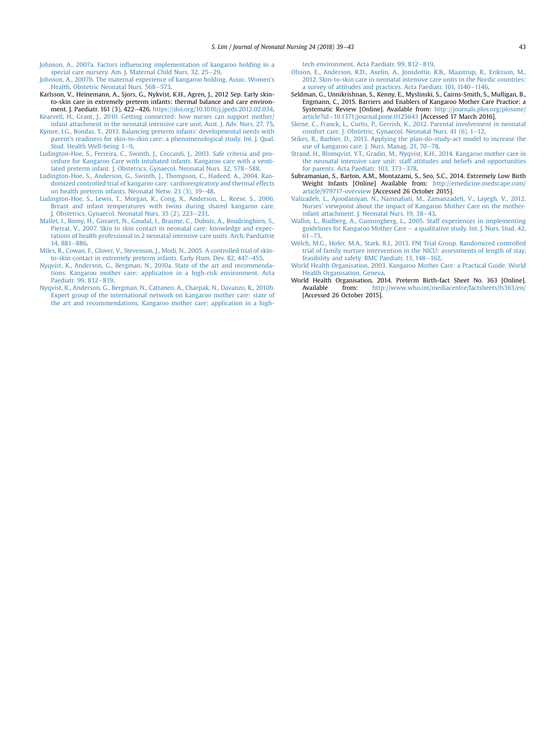Johnson, A., 2007a. Factors influencing implementation of kangaroo holding in a special care nursery. Am. J. Maternal Child Nurs. 32, 25–29.

Johnson, A., 2007b. The maternal experience of kangaroo holding. Assoc. Women's Health, Obstetric Neonatal Nurs. 568–573.

Karlsson, V., Heinemann, A., Sjors, G., Nykvist, K.H., Agren, J., 2012 Sep. Early skin-to-skin care in extremely preterm infants: thermal balance and care environment. J. Paediatr. 161 (3), 422–426. https://doi.org/10.1016/j.jpeds.2012.02.034.

Kearvell, H., Grant, J., 2010. Getting connected: how nurses can support mother/infant attachment in the neonatal intensive care unit. Aust. J. Adv. Nurs. 27, 75.

Kymre, I.G., Bondas, T., 2013. Balancing preterm infants' developmental needs with parent's readiness for skin-to-skin care: a phenomenological study. Int. J. Qual. Stud. Health Well-being 1–9.

Ludington-Hoe, S., Ferreira, C., Swinth, J., Ceccardi, J., 2003. Safe criteria and procedure for Kangaroo Care with intubated infants. Kangaroo care with a ventilated preterm infant. J. Obstetrics, Gynaecol. Neonatal Nurs. 32, 578–588.

Ludington-Hoe, S., Anderson, G., Swinth, J., Thompson, C., Hadeed, A., 2004. Randomized controlled trial of kangaroo care: cardiorespiratory and thermal effects on health preterm infants. Neonatal Netw. 23 (3), 39–48.

Ludington-Hoe, S., Lewis, T., Morgan, K., Cong, X., Anderson, L., Reese, S., 2006. Breast and infant temperatures with twins during shared kangaroo care. J. Obstetrics, Gynaecol. Neonatal Nurs. 35 (2), 223–231.

Mallet, I., Bomy, H., Govaert, N., Goudal, I., Brasme, C., Dubois, A., Boudringhien, S., Pierrat, V., 2007. Skin to skin contact in neonatal care: knowledge and expectations of health professional in 2 neonatal intensive care units. Arch. Paediatrie 14, 881–886.

Miles, R., Cowan, F., Glover, V., Stevenson, J., Modi, N., 2005. A controlled trial of skin-to-skin contact in extremely preterm infants. Early Hum. Dev. 82, 447–455.

Nyqvist, K., Anderson, G., Bergman, N., 2010a. State of the art and recommendations. Kangaroo mother care: application in a high-risk environment. Acta Paediatr. 99, 812–819.

Nyqvist, K., Anderson, G., Bergman, N., Cattaneo, A., Charpak, N., Davanzo, R., 2010b. Expert group of the international network on kangaroo mother care: state of the art and recommendations. Kangaroo mother care: application in a high-tech environment. Acta Paediatr. 99, 812–819.

Olsson, E., Anderson, R.D., Axelin, A., Jonsdottir, R.B., Maastrup, R., Eriksson, M., 2012. Skin-to-skin care in neonatal intensive care units in the Nordic countries: a survey of attitudes and practices. Acta Paediatr. 101, 1140–1146.

Seldman, G., Unnikrishnan, S., Kenny, E., Myslinski, S., Cairns-Smith, S., Mulligan, B., Engmann, C., 2015. Barriers and Enablers of Kangaroo Mother Care Practice: a Systematic Review [Online]. Available from: http://journals.plos.org/plosone/article?id=10.1371/journal.pone.0125643 [Accessed 17 March 2016].

Skene, C., Franck, L., Curtis, P., Gerrish, K., 2012. Parental involvement in neonatal comfort care. J. Obstetric, Gynaecol. Neonatal Nurs. 41 (6), 1–12.

Stikes, R., Barbier, D., 2013. Applying the plan-do-study-act model to increase the use of kangaroo care. J. Nurs. Manag. 21, 70–78.

Strand, H., Blomqvist, Y.T., Gradin, M., Nyqvist, K.H., 2014. Kangaroo mother care in the neonatal intensive care unit: staff attitudes and beliefs and opportunities for parents. Acta Paediatr. 103, 373–378.

Subramanian, S., Barton, A.M., Montazami, S., Seo, S.C., 2014. Extremely Low Birth Weight Infants [Online] Available from: http://emedicine.medscape.com/article/979717-overview [Accessed 26 October 2015].

Valizadeh, L., Ajoodaniyan, N., Namnabati, M., Zamanzadeh, V., Layegh, V., 2012. Nurses' viewpoint about the impact of Kangaroo Mother Care on the mother-infant attachment. J. Neonatal Nurs. 19, 38–43.

Wallin, L., Rudberg, A., Gunningberg, L., 2005. Staff experiences in implementing guidelines for Kangaroo Mother Care – a qualitative study. Int. J. Nurs. Stud. 42, 61–73.

Welch, M.G., Hofer, M.A., Stark, R.I., 2013. FNI Trial Group. Randomized controlled trial of family nurture intervention in the NICU: assessments of length of stay, feasibility and safety. BMC Paediatr. 13, 148–162.

World Health Organisation, 2003. Kangaroo Mother Care: a Practical Guide. World Health Organisation, Geneva.

World Health Organisation, 2014. Preterm Birth-fact Sheet No. 363 [Online]. Available from: http://www.who.int/mediacentre/factsheets/fs363/en/ [Accessed 26 October 2015].